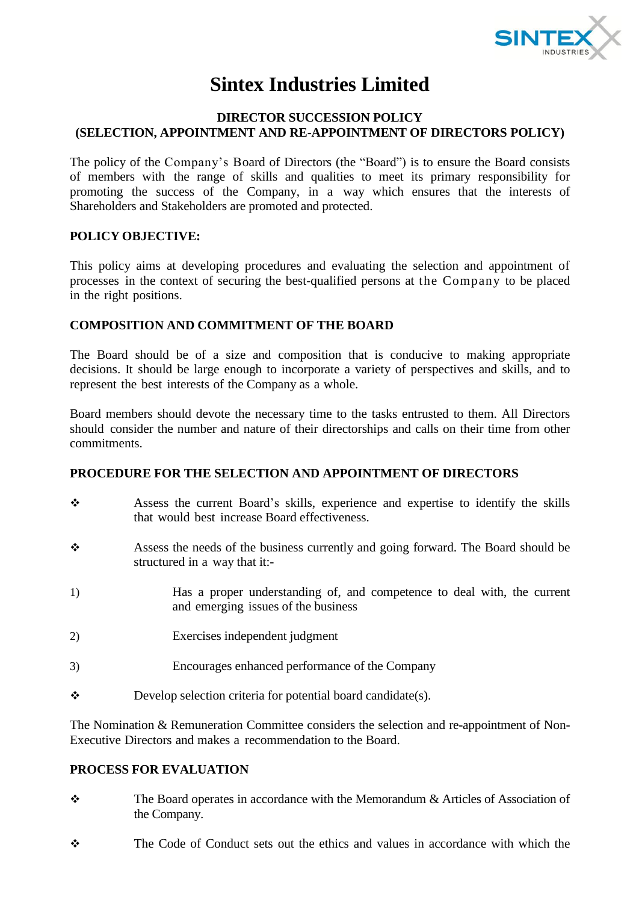# Sintex Industries Limited

## DIRECTOR SUCCESSION POLICY
## (SELECTION, APPOINTMENT AND RE-APPOINTMENT OF DIRECTORS POLICY)

The policy of the Company's Board of Directors (the "Board") is to ensure the Board consists of members with the range of skills and qualities to meet its primary responsibility for promoting the success of the Company, in a way which ensures that the interests of Shareholders and Stakeholders are promoted and protected.

**POLICY OBJECTIVE:**

This policy aims at developing procedures and evaluating the selection and appointment of processes in the context of securing the best-qualified persons at the Company to be placed in the right positions.

**COMPOSITION AND COMMITMENT OF THE BOARD**

The Board should be of a size and composition that is conducive to making appropriate decisions. It should be large enough to incorporate a variety of perspectives and skills, and to represent the best interests of the Company as a whole.

Board members should devote the necessary time to the tasks entrusted to them. All Directors should consider the number and nature of their directorships and calls on their time from other commitments.

**PROCEDURE FOR THE SELECTION AND APPOINTMENT OF DIRECTORS**

- Assess the current Board's skills, experience and expertise to identify the skills that would best increase Board effectiveness.
- Assess the needs of the business currently and going forward. The Board should be structured in a way that it:-

1) Has a proper understanding of, and competence to deal with, the current and emerging issues of the business
2) Exercises independent judgment
3) Encourages enhanced performance of the Company

- Develop selection criteria for potential board candidate(s).

The Nomination & Remuneration Committee considers the selection and re-appointment of Non-Executive Directors and makes a recommendation to the Board.

**PROCESS FOR EVALUATION**

- The Board operates in accordance with the Memorandum & Articles of Association of the Company.
- The Code of Conduct sets out the ethics and values in accordance with which the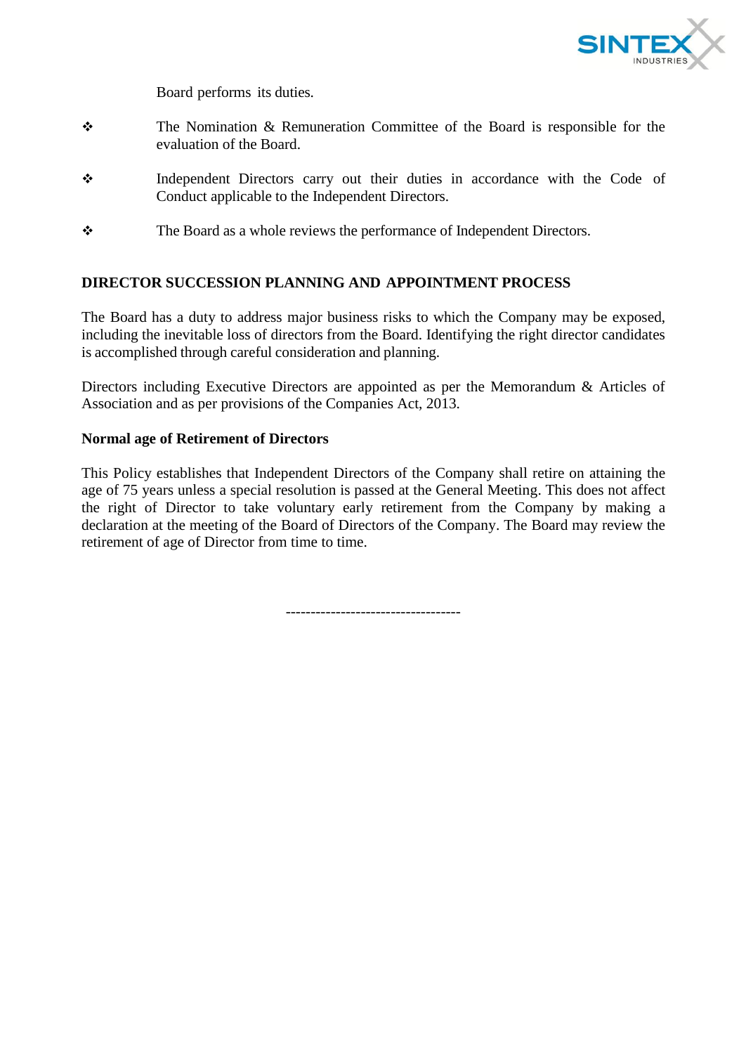Board performs its duties.

- The Nomination & Remuneration Committee of the Board is responsible for the evaluation of the Board.

- Independent Directors carry out their duties in accordance with the Code of Conduct applicable to the Independent Directors.

- The Board as a whole reviews the performance of Independent Directors.

## DIRECTOR SUCCESSION PLANNING AND APPOINTMENT PROCESS

The Board has a duty to address major business risks to which the Company may be exposed, including the inevitable loss of directors from the Board. Identifying the right director candidates is accomplished through careful consideration and planning.

Directors including Executive Directors are appointed as per the Memorandum & Articles of Association and as per provisions of the Companies Act, 2013.

### Normal age of Retirement of Directors

This Policy establishes that Independent Directors of the Company shall retire on attaining the age of 75 years unless a special resolution is passed at the General Meeting. This does not affect the right of Director to take voluntary early retirement from the Company by making a declaration at the meeting of the Board of Directors of the Company. The Board may review the retirement of age of Director from time to time.

-----------------------------------